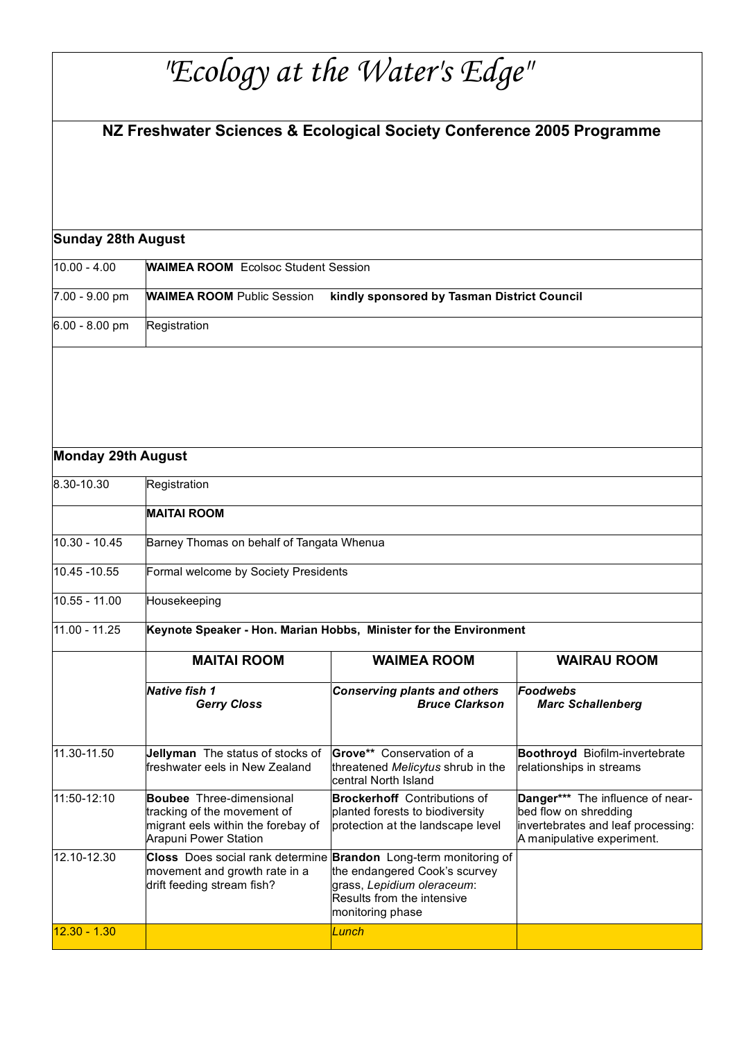# "Ecology at the Water's Edge"

## NZ Freshwater Sciences & Ecological Society Conference 2005 Programme

### Sunday 28th August

| | |
|---|---|
| 10.00 - 4.00 | **WAIMEA ROOM** Ecolsoc Student Session |
| 7.00 - 9.00 pm | **WAIMEA ROOM** Public Session **kindly sponsored by Tasman District Council** |
| 6.00 - 8.00 pm | Registration |

### Monday 29th August

| | | | |
|---|---|---|---|
| 8.30-10.30 | Registration | | |
| | **MAITAI ROOM** | | |
| 10.30 - 10.45 | Barney Thomas on behalf of Tangata Whenua | | |
| 10.45 -10.55 | Formal welcome by Society Presidents | | |
| 10.55 - 11.00 | Housekeeping | | |
| 11.00 - 11.25 | **Keynote Speaker - Hon. Marian Hobbs, Minister for the Environment** | | |
| | **MAITAI ROOM** | **WAIMEA ROOM** | **WAIRAU ROOM** |
| | ***Native fish 1*** ***Gerry Closs*** | ***Conserving plants and others*** ***Bruce Clarkson*** | ***Foodwebs*** ***Marc Schallenberg*** |
| 11.30-11.50 | **Jellyman** The status of stocks of freshwater eels in New Zealand | **Grove**\*\* Conservation of a threatened *Melicytus* shrub in the central North Island | **Boothroyd** Biofilm-invertebrate relationships in streams |
| 11:50-12:10 | **Boubee** Three-dimensional tracking of the movement of migrant eels within the forebay of Arapuni Power Station | **Brockerhoff** Contributions of planted forests to biodiversity protection at the landscape level | **Danger**\*\*\* The influence of near-bed flow on shredding invertebrates and leaf processing: A manipulative experiment. |
| 12.10-12.30 | **Closs** Does social rank determine movement and growth rate in a drift feeding stream fish? | **Brandon** Long-term monitoring of the endangered Cook's scurvey grass, *Lepidium oleraceum*: Results from the intensive monitoring phase | |
| 12.30 - 1.30 | | *Lunch* | |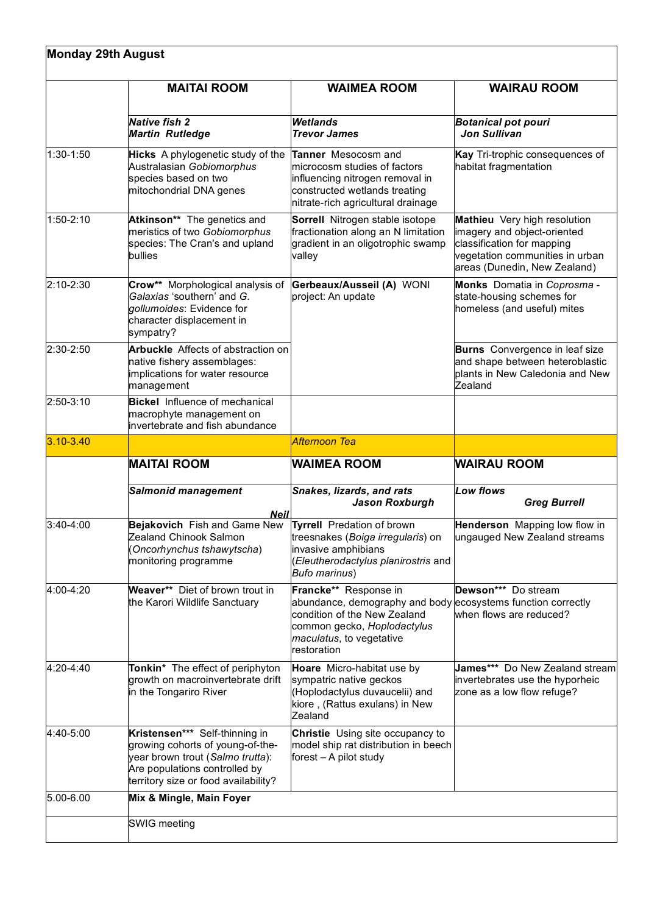## Monday 29th August

| | MAITAI ROOM | WAIMEA ROOM | WAIRAU ROOM |
|---|---|---|---|
| | ***Native fish 2*** ***Martin Rutledge*** | ***Wetlands*** ***Trevor James*** | ***Botanical pot pouri*** ***Jon Sullivan*** |
| 1:30-1:50 | **Hicks** A phylogenetic study of the Australasian *Gobiomorphus* species based on two mitochondrial DNA genes | **Tanner** Mesocosm and microcosm studies of factors influencing nitrogen removal in constructed wetlands treating nitrate-rich agricultural drainage | **Kay** Tri-trophic consequences of habitat fragmentation |
| 1:50-2:10 | **Atkinson**** The genetics and meristics of two *Gobiomorphus* species: The Cran's and upland bullies | **Sorrell** Nitrogen stable isotope fractionation along an N limitation gradient in an oligotrophic swamp valley | **Mathieu** Very high resolution imagery and object-oriented classification for mapping vegetation communities in urban areas (Dunedin, New Zealand) |
| 2:10-2:30 | **Crow**** Morphological analysis of *Galaxias* 'southern' and *G. gollumoides*: Evidence for character displacement in sympatry? | **Gerbeaux/Ausseil (A)** WONI project: An update | **Monks** Domatia in *Coprosma* - state-housing schemes for homeless (and useful) mites |
| 2:30-2:50 | **Arbuckle** Affects of abstraction on native fishery assemblages: implications for water resource management | | **Burns** Convergence in leaf size and shape between heteroblastic plants in New Caledonia and New Zealand |
| 2:50-3:10 | **Bickel** Influence of mechanical macrophyte management on invertebrate and fish abundance | | |
| 3.10-3.40 | | *Afternoon Tea* | |
| | **MAITAI ROOM** | **WAIMEA ROOM** | **WAIRAU ROOM** |
| | ***Salmonid management*** ***Neil*** | ***Snakes, lizards, and rats*** ***Jason Roxburgh*** | ***Low flows*** ***Greg Burrell*** |
| 3:40-4:00 | **Bejakovich** Fish and Game New Zealand Chinook Salmon (*Oncorhynchus tshawytscha*) monitoring programme | **Tyrrell** Predation of brown treesnakes (*Boiga irregularis*) on invasive amphibians (*Eleutherodactylus planirostris* and *Bufo marinus*) | **Henderson** Mapping low flow in ungauged New Zealand streams |
| 4:00-4:20 | **Weaver**** Diet of brown trout in the Karori Wildlife Sanctuary | **Francke**** Response in abundance, demography and body condition of the New Zealand common gecko, *Hoplodactylus maculatus*, to vegetative restoration | **Dewson***** Do stream ecosystems function correctly when flows are reduced? |
| 4:20-4:40 | **Tonkin*** The effect of periphyton growth on macroinvertebrate drift in the Tongariro River | **Hoare** Micro-habitat use by sympatric native geckos (Hoplodactylus duvaucelii) and kiore , (Rattus exulans) in New Zealand | **James***** Do New Zealand stream invertebrates use the hyporheic zone as a low flow refuge? |
| 4:40-5:00 | **Kristensen***** Self-thinning in growing cohorts of young-of-the-year brown trout (*Salmo trutta*): Are populations controlled by territory size or food availability? | **Christie** Using site occupancy to model ship rat distribution in beech forest – A pilot study | |
| 5.00-6.00 | **Mix & Mingle, Main Foyer** | | |
| | SWIG meeting | | |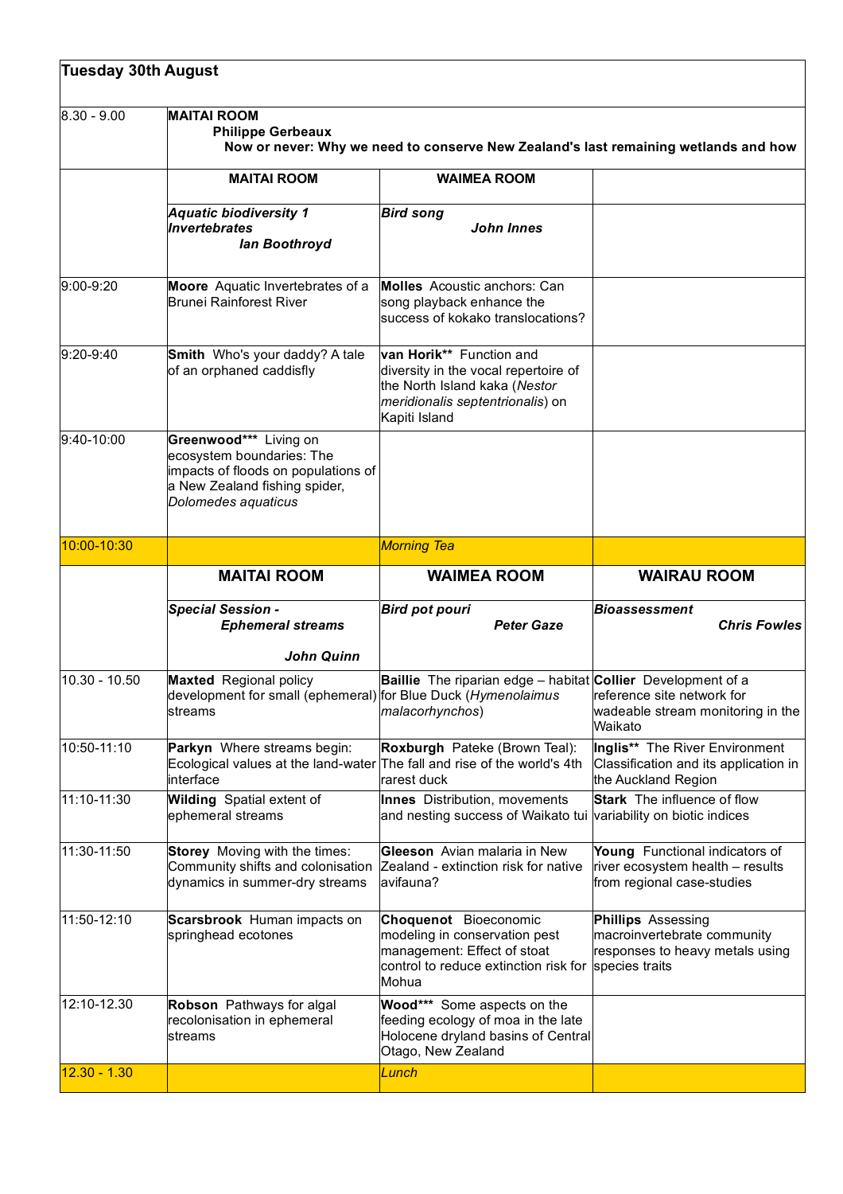| **Tuesday 30th August** | | | |
|---|---|---|---|
| 8.30 - 9.00 | **MAITAI ROOM** **Philippe Gerbeaux** **Now or never: Why we need to conserve New Zealand's last remaining wetlands and how** | | |
| | **MAITAI ROOM** | **WAIMEA ROOM** | |
| | ***Aquatic biodiversity 1 Invertebrates*** ***Ian Boothroyd*** | ***Bird song*** ***John Innes*** | |
| 9:00-9:20 | **Moore** Aquatic Invertebrates of a Brunei Rainforest River | **Molles** Acoustic anchors: Can song playback enhance the success of kokako translocations? | |
| 9:20-9:40 | **Smith** Who's your daddy? A tale of an orphaned caddisfly | **van Horik**** Function and diversity in the vocal repertoire of the North Island kaka (*Nestor meridionalis septentrionalis*) on Kapiti Island | |
| 9:40-10:00 | **Greenwood***** Living on ecosystem boundaries: The impacts of floods on populations of a New Zealand fishing spider, *Dolomedes aquaticus* | | |
| 10:00-10:30 | | *Morning Tea* | |
| | **MAITAI ROOM** | **WAIMEA ROOM** | **WAIRAU ROOM** |
| | ***Special Session - Ephemeral streams*** ***John Quinn*** | ***Bird pot pouri*** ***Peter Gaze*** | ***Bioassessment*** ***Chris Fowles*** |
| 10.30 - 10.50 | **Maxted** Regional policy development for small (ephemeral) streams | **Baillie** The riparian edge – habitat for Blue Duck (*Hymenolaimus malacorhynchos*) | **Collier** Development of a reference site network for wadeable stream monitoring in the Waikato |
| 10:50-11:10 | **Parkyn** Where streams begin: Ecological values at the land-water interface | **Roxburgh** Pateke (Brown Teal): The fall and rise of the world's 4th rarest duck | **Inglis**** The River Environment Classification and its application in the Auckland Region |
| 11:10-11:30 | **Wilding** Spatial extent of ephemeral streams | **Innes** Distribution, movements and nesting success of Waikato tui | **Stark** The influence of flow variability on biotic indices |
| 11:30-11:50 | **Storey** Moving with the times: Community shifts and colonisation dynamics in summer-dry streams | **Gleeson** Avian malaria in New Zealand - extinction risk for native avifauna? | **Young** Functional indicators of river ecosystem health – results from regional case-studies |
| 11:50-12:10 | **Scarsbrook** Human impacts on springhead ecotones | **Choquenot** Bioeconomic modeling in conservation pest management: Effect of stoat control to reduce extinction risk for Mohua | **Phillips** Assessing macroinvertebrate community responses to heavy metals using species traits |
| 12:10-12.30 | **Robson** Pathways for algal recolonisation in ephemeral streams | **Wood***** Some aspects on the feeding ecology of moa in the late Holocene dryland basins of Central Otago, New Zealand | |
| 12.30 - 1.30 | | *Lunch* | |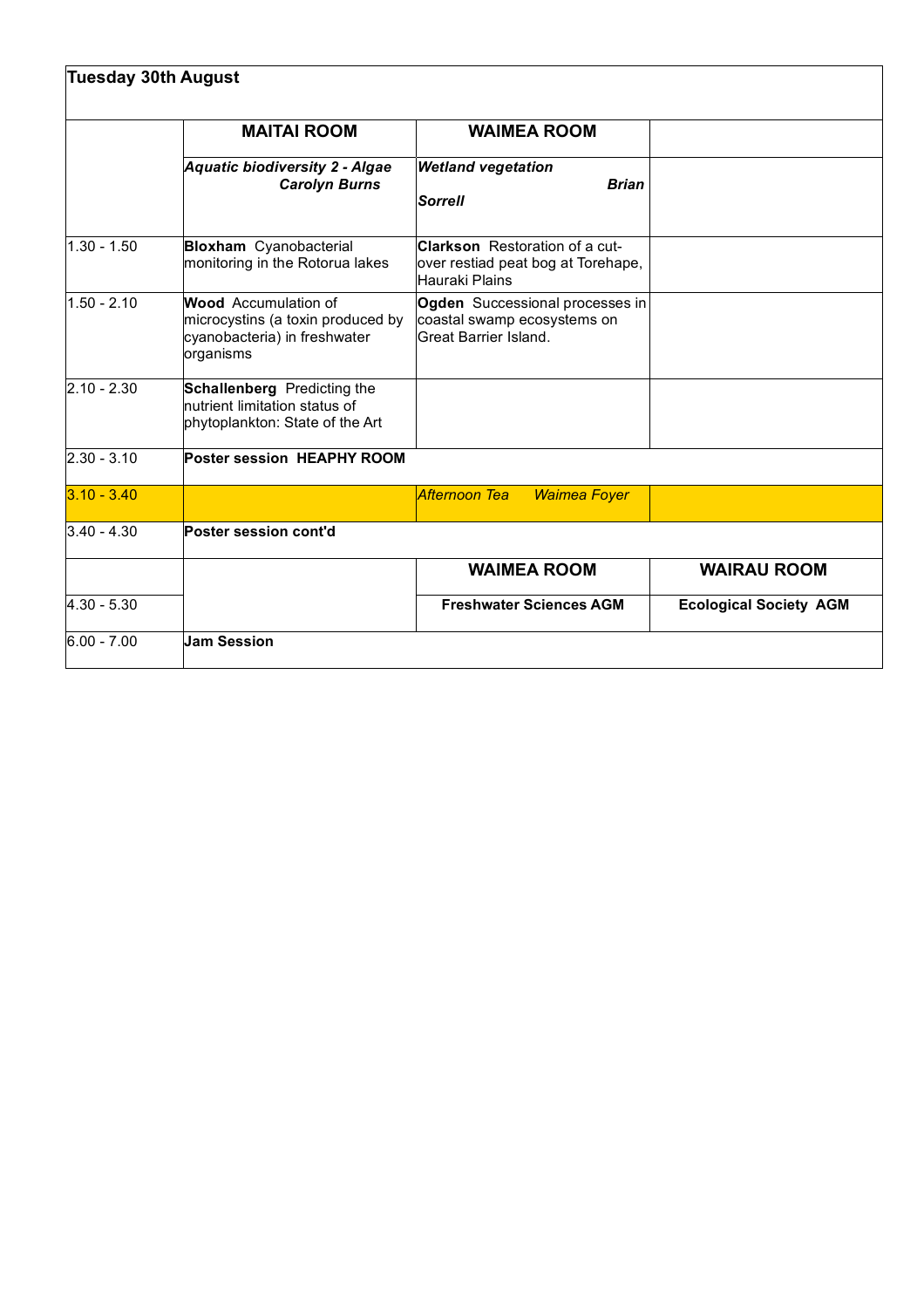| Tuesday 30th August | | | |
|---|---|---|---|
| | **MAITAI ROOM** | **WAIMEA ROOM** | |
| | ***Aquatic biodiversity 2 - Algae*** ***Carolyn Burns*** | ***Wetland vegetation*** ***Brian Sorrell*** | |
| 1.30 - 1.50 | **Bloxham** Cyanobacterial monitoring in the Rotorua lakes | **Clarkson** Restoration of a cut-over restiad peat bog at Torehape, Hauraki Plains | |
| 1.50 - 2.10 | **Wood** Accumulation of microcystins (a toxin produced by cyanobacteria) in freshwater organisms | **Ogden** Successional processes in coastal swamp ecosystems on Great Barrier Island. | |
| 2.10 - 2.30 | **Schallenberg** Predicting the nutrient limitation status of phytoplankton: State of the Art | | |
| 2.30 - 3.10 | **Poster session HEAPHY ROOM** | | |
| 3.10 - 3.40 | | *Afternoon Tea Waimea Foyer* | |
| 3.40 - 4.30 | **Poster session cont'd** | | |
| | | **WAIMEA ROOM** | **WAIRAU ROOM** |
| 4.30 - 5.30 | | **Freshwater Sciences AGM** | **Ecological Society AGM** |
| 6.00 - 7.00 | **Jam Session** | | |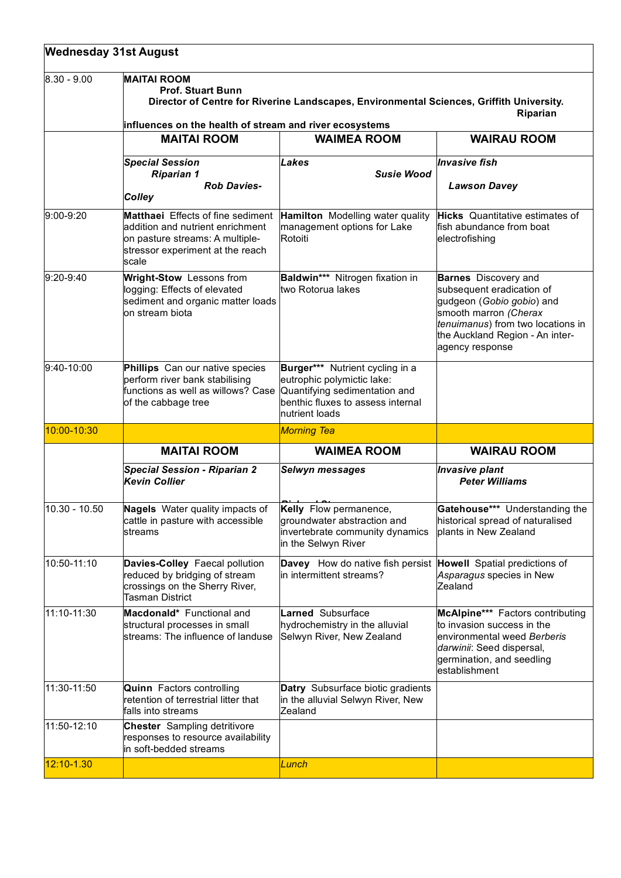## Wednesday 31st August

| | | | |
|---|---|---|---|
| 8.30 - 9.00 | **MAITAI ROOM** **Prof. Stuart Bunn** **Director of Centre for Riverine Landscapes, Environmental Sciences, Griffith University.** **Riparian influences on the health of stream and river ecosystems** | | |
| | **MAITAI ROOM** | **WAIMEA ROOM** | **WAIRAU ROOM** |
| | ***Special Session Riparian 1 Rob Davies-Colley*** | ***Lakes Susie Wood*** | ***Invasive fish Lawson Davey*** |
| 9:00-9:20 | **Matthaei** Effects of fine sediment addition and nutrient enrichment on pasture streams: A multiple-stressor experiment at the reach scale | **Hamilton** Modelling water quality management options for Lake Rotoiti | **Hicks** Quantitative estimates of fish abundance from boat electrofishing |
| 9:20-9:40 | **Wright-Stow** Lessons from logging: Effects of elevated sediment and organic matter loads on stream biota | **Baldwin\*\*\*** Nitrogen fixation in two Rotorua lakes | **Barnes** Discovery and subsequent eradication of gudgeon (*Gobio gobio*) and smooth marron *(Cherax tenuimanus*) from two locations in the Auckland Region - An inter-agency response |
| 9:40-10:00 | **Phillips** Can our native species perform river bank stabilising functions as well as willows? Case of the cabbage tree | **Burger\*\*\*** Nutrient cycling in a eutrophic polymictic lake: Quantifying sedimentation and benthic fluxes to assess internal nutrient loads | |
| 10:00-10:30 | | *Morning Tea* | |
| | **MAITAI ROOM** | **WAIMEA ROOM** | **WAIRAU ROOM** |
| | ***Special Session - Riparian 2 Kevin Collier*** | ***Selwyn messages*** | ***Invasive plant Peter Williams*** |
| 10.30 - 10.50 | **Nagels** Water quality impacts of cattle in pasture with accessible streams | **Kelly** Flow permanence, groundwater abstraction and invertebrate community dynamics in the Selwyn River | **Gatehouse\*\*\*** Understanding the historical spread of naturalised plants in New Zealand |
| 10:50-11:10 | **Davies-Colley** Faecal pollution reduced by bridging of stream crossings on the Sherry River, Tasman District | **Davey** How do native fish persist in intermittent streams? | **Howell** Spatial predictions of *Asparagus* species in New Zealand |
| 11:10-11:30 | **Macdonald\*** Functional and structural processes in small streams: The influence of landuse | **Larned** Subsurface hydrochemistry in the alluvial Selwyn River, New Zealand | **McAlpine\*\*\*** Factors contributing to invasion success in the environmental weed *Berberis darwinii*: Seed dispersal, germination, and seedling establishment |
| 11:30-11:50 | **Quinn** Factors controlling retention of terrestrial litter that falls into streams | **Datry** Subsurface biotic gradients in the alluvial Selwyn River, New Zealand | |
| 11:50-12:10 | **Chester** Sampling detritivore responses to resource availability in soft-bedded streams | | |
| 12:10-1.30 | | *Lunch* | |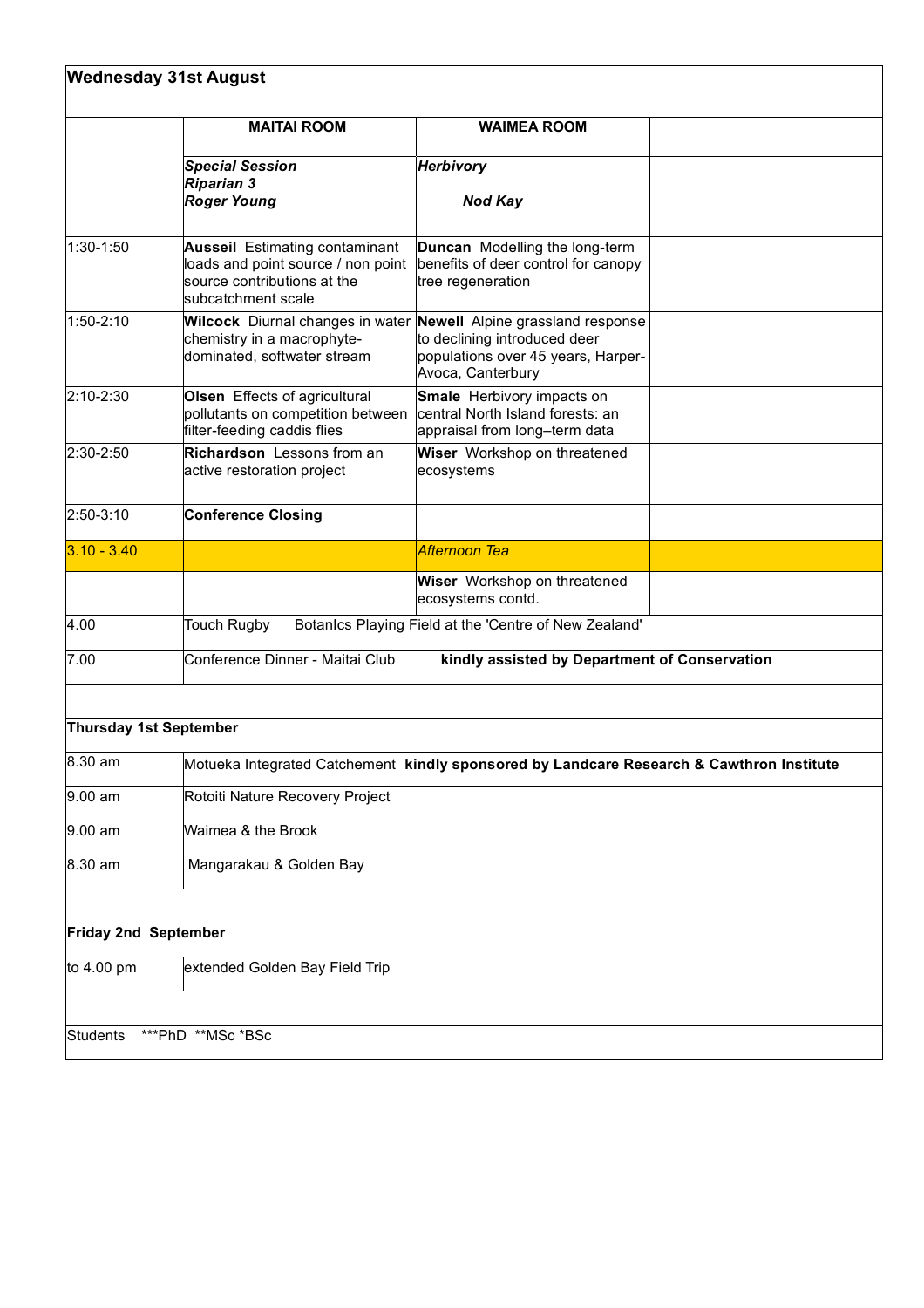## Wednesday 31st August

| | MAITAI ROOM | WAIMEA ROOM | |
|---|---|---|---|
| | ***Special Session*** ***Riparian 3*** ***Roger Young*** | ***Herbivory*** ***Nod Kay*** | |
| 1:30-1:50 | **Ausseil** Estimating contaminant loads and point source / non point source contributions at the subcatchment scale | **Duncan** Modelling the long-term benefits of deer control for canopy tree regeneration | |
| 1:50-2:10 | **Wilcock** Diurnal changes in water chemistry in a macrophyte-dominated, softwater stream | **Newell** Alpine grassland response to declining introduced deer populations over 45 years, Harper-Avoca, Canterbury | |
| 2:10-2:30 | **Olsen** Effects of agricultural pollutants on competition between filter-feeding caddis flies | **Smale** Herbivory impacts on central North Island forests: an appraisal from long–term data | |
| 2:30-2:50 | **Richardson** Lessons from an active restoration project | **Wiser** Workshop on threatened ecosystems | |
| 2:50-3:10 | **Conference Closing** | | |
| 3.10 - 3.40 | | *Afternoon Tea* | |
| | | **Wiser** Workshop on threatened ecosystems contd. | |
| 4.00 | Touch Rugby BotanIcs Playing Field at the 'Centre of New Zealand' | | |
| 7.00 | Conference Dinner - Maitai Club **kindly assisted by Department of Conservation** | | |

## Thursday 1st September

| | |
|---|---|
| 8.30 am | Motueka Integrated Catchement **kindly sponsored by Landcare Research & Cawthron Institute** |
| 9.00 am | Rotoiti Nature Recovery Project |
| 9.00 am | Waimea & the Brook |
| 8.30 am | Mangarakau & Golden Bay |

## Friday 2nd September

| | |
|---|---|
| to 4.00 pm | extended Golden Bay Field Trip |

Students ***PhD **MSc *BSc